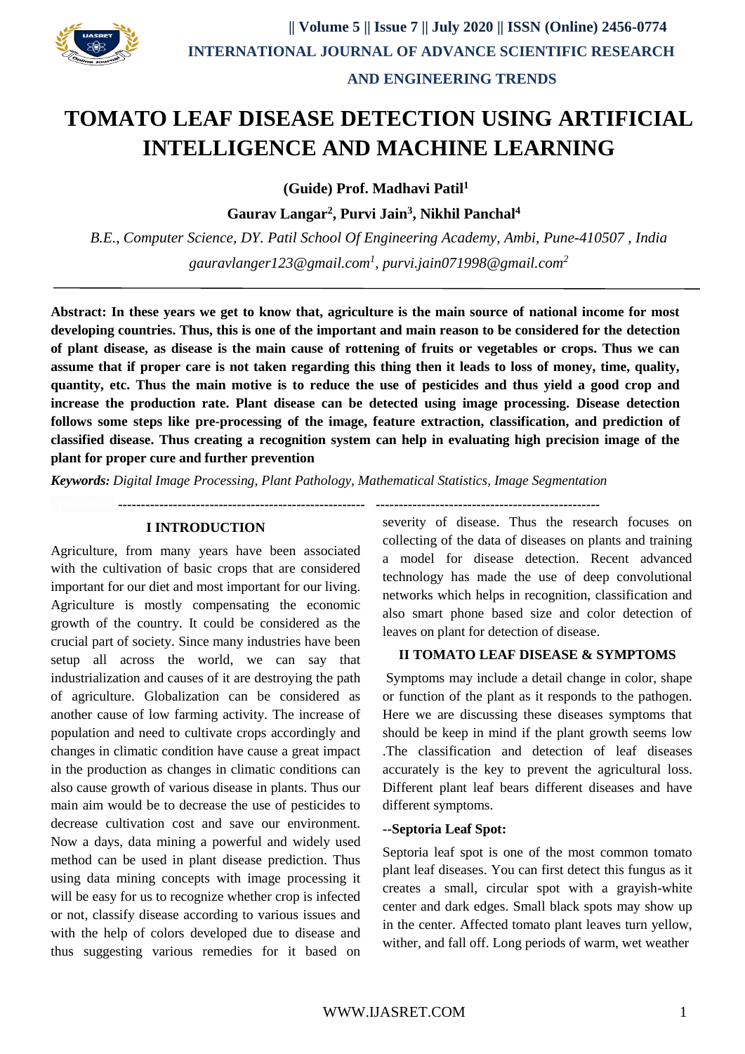# TOMATO LEAF DISEASE DETECTION USING ARTIFICIAL INTELLIGENCE AND MACHINE LEARNING

**(Guide) Prof. Madhavi Patil[1]**

**Gaurav Langar[2], Purvi Jain[3], Nikhil Panchal[4]**

*B.E., Computer Science, DY. Patil School Of Engineering Academy, Ambi, Pune-410507 , India*

*gauravlanger123@gmail.com[1], purvi.jain071998@gmail.com[2]*

---

**Abstract: In these years we get to know that, agriculture is the main source of national income for most developing countries. Thus, this is one of the important and main reason to be considered for the detection of plant disease, as disease is the main cause of rottening of fruits or vegetables or crops. Thus we can assume that if proper care is not taken regarding this thing then it leads to loss of money, time, quality, quantity, etc. Thus the main motive is to reduce the use of pesticides and thus yield a good crop and increase the production rate. Plant disease can be detected using image processing. Disease detection follows some steps like pre-processing of the image, feature extraction, classification, and prediction of classified disease. Thus creating a recognition system can help in evaluating high precision image of the plant for proper cure and further prevention**

***Keywords:*** *Digital Image Processing, Plant Pathology, Mathematical Statistics, Image Segmentation*

---

## I INTRODUCTION

Agriculture, from many years have been associated with the cultivation of basic crops that are considered important for our diet and most important for our living. Agriculture is mostly compensating the economic growth of the country. It could be considered as the crucial part of society. Since many industries have been setup all across the world, we can say that industrialization and causes of it are destroying the path of agriculture. Globalization can be considered as another cause of low farming activity. The increase of population and need to cultivate crops accordingly and changes in climatic condition have cause a great impact in the production as changes in climatic conditions can also cause growth of various disease in plants. Thus our main aim would be to decrease the use of pesticides to decrease cultivation cost and save our environment. Now a days, data mining a powerful and widely used method can be used in plant disease prediction. Thus using data mining concepts with image processing it will be easy for us to recognize whether crop is infected or not, classify disease according to various issues and with the help of colors developed due to disease and thus suggesting various remedies for it based on severity of disease. Thus the research focuses on collecting of the data of diseases on plants and training a model for disease detection. Recent advanced technology has made the use of deep convolutional networks which helps in recognition, classification and also smart phone based size and color detection of leaves on plant for detection of disease.

## II TOMATO LEAF DISEASE & SYMPTOMS

Symptoms may include a detail change in color, shape or function of the plant as it responds to the pathogen. Here we are discussing these diseases symptoms that should be keep in mind if the plant growth seems low .The classification and detection of leaf diseases accurately is the key to prevent the agricultural loss. Different plant leaf bears different diseases and have different symptoms.

**--Septoria Leaf Spot:**

Septoria leaf spot is one of the most common tomato plant leaf diseases. You can first detect this fungus as it creates a small, circular spot with a grayish-white center and dark edges. Small black spots may show up in the center. Affected tomato plant leaves turn yellow, wither, and fall off. Long periods of warm, wet weather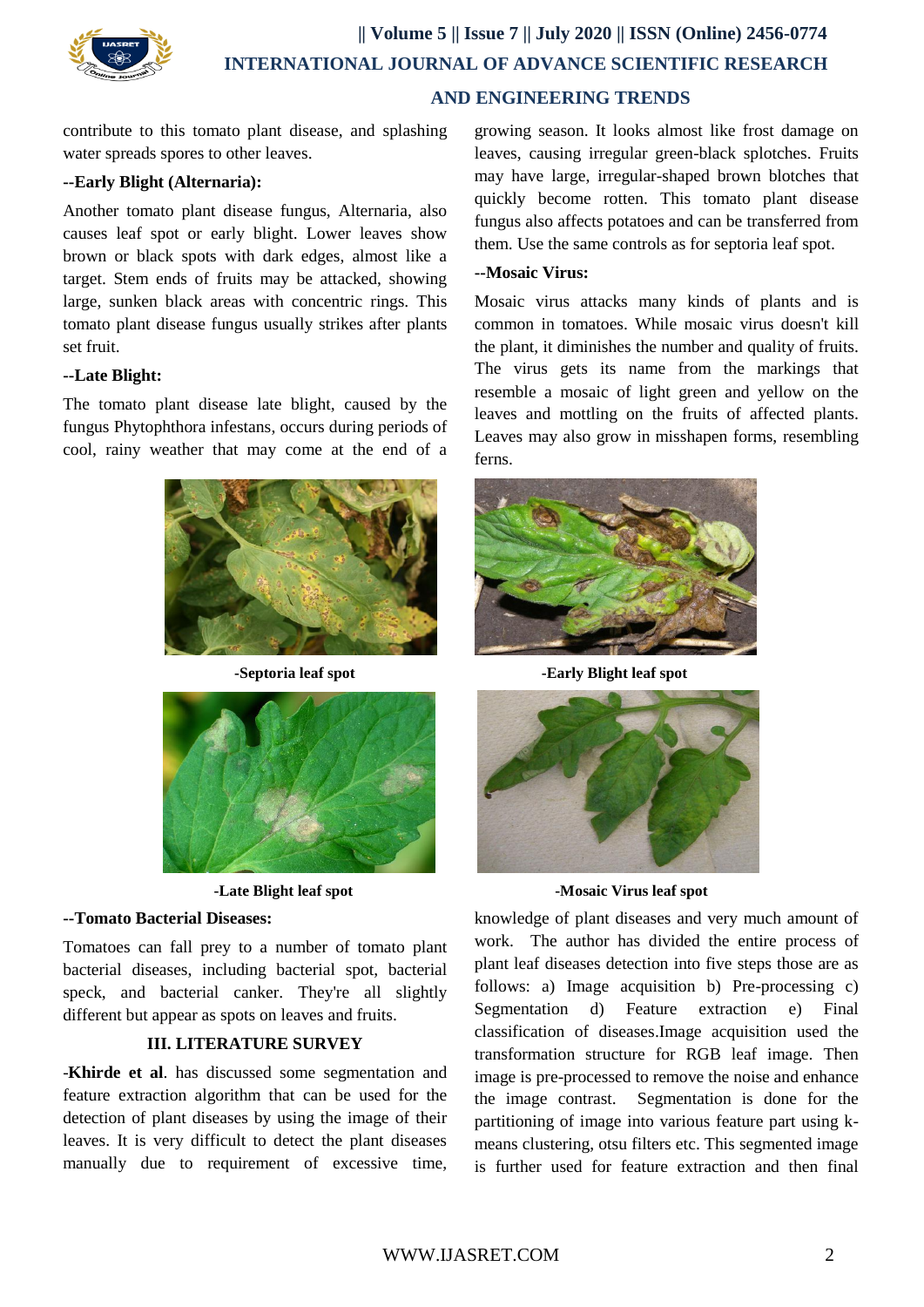contribute to this tomato plant disease, and splashing water spreads spores to other leaves.

**--Early Blight (Alternaria):**

Another tomato plant disease fungus, Alternaria, also causes leaf spot or early blight. Lower leaves show brown or black spots with dark edges, almost like a target. Stem ends of fruits may be attacked, showing large, sunken black areas with concentric rings. This tomato plant disease fungus usually strikes after plants set fruit.

**--Late Blight:**

The tomato plant disease late blight, caused by the fungus Phytophthora infestans, occurs during periods of cool, rainy weather that may come at the end of a growing season. It looks almost like frost damage on leaves, causing irregular green-black splotches. Fruits may have large, irregular-shaped brown blotches that quickly become rotten. This tomato plant disease fungus also affects potatoes and can be transferred from them. Use the same controls as for septoria leaf spot.

**--Mosaic Virus:**

Mosaic virus attacks many kinds of plants and is common in tomatoes. While mosaic virus doesn't kill the plant, it diminishes the number and quality of fruits. The virus gets its name from the markings that resemble a mosaic of light green and yellow on the leaves and mottling on the fruits of affected plants. Leaves may also grow in misshapen forms, resembling ferns.

**-Septoria leaf spot**

**-Early Blight leaf spot**

**-Late Blight leaf spot**

**-Mosaic Virus leaf spot**

**--Tomato Bacterial Diseases:**

Tomatoes can fall prey to a number of tomato plant bacterial diseases, including bacterial spot, bacterial speck, and bacterial canker. They're all slightly different but appear as spots on leaves and fruits.

## III. LITERATURE SURVEY

-**Khirde et al**. has discussed some segmentation and feature extraction algorithm that can be used for the detection of plant diseases by using the image of their leaves. It is very difficult to detect the plant diseases manually due to requirement of excessive time, knowledge of plant diseases and very much amount of work. The author has divided the entire process of plant leaf diseases detection into five steps those are as follows: a) Image acquisition b) Pre-processing c) Segmentation d) Feature extraction e) Final classification of diseases.Image acquisition used the transformation structure for RGB leaf image. Then image is pre-processed to remove the noise and enhance the image contrast. Segmentation is done for the partitioning of image into various feature part using k-means clustering, otsu filters etc. This segmented image is further used for feature extraction and then final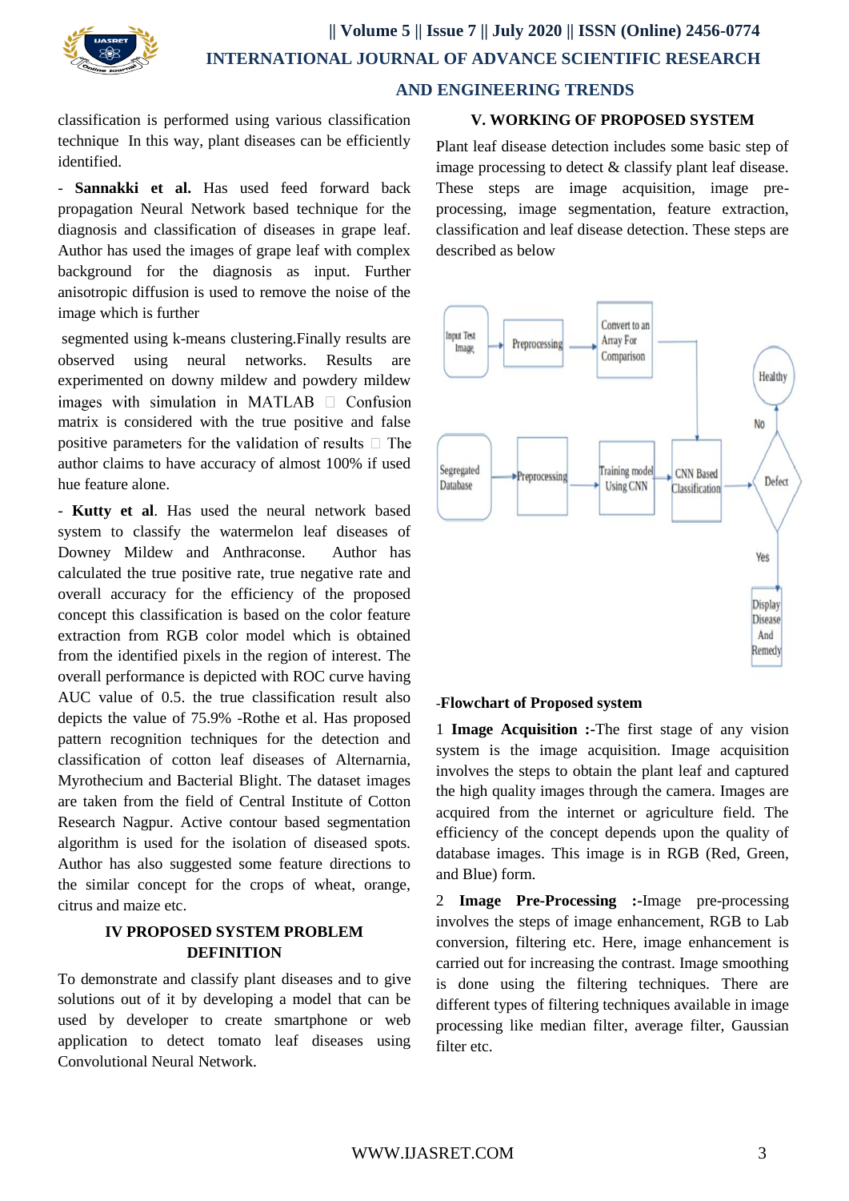classification is performed using various classification technique In this way, plant diseases can be efficiently identified.

- **Sannakki et al.** Has used feed forward back propagation Neural Network based technique for the diagnosis and classification of diseases in grape leaf. Author has used the images of grape leaf with complex background for the diagnosis as input. Further anisotropic diffusion is used to remove the noise of the image which is further

segmented using k-means clustering.Finally results are observed using neural networks. Results are experimented on downy mildew and powdery mildew images with simulation in MATLAB  Confusion matrix is considered with the true positive and false positive parameters for the validation of results  The author claims to have accuracy of almost 100% if used hue feature alone.

- **Kutty et al**. Has used the neural network based system to classify the watermelon leaf diseases of Downey Mildew and Anthraconse. Author has calculated the true positive rate, true negative rate and overall accuracy for the efficiency of the proposed concept this classification is based on the color feature extraction from RGB color model which is obtained from the identified pixels in the region of interest. The overall performance is depicted with ROC curve having AUC value of 0.5. the true classification result also depicts the value of 75.9% -Rothe et al. Has proposed pattern recognition techniques for the detection and classification of cotton leaf diseases of Alternarnia, Myrothecium and Bacterial Blight. The dataset images are taken from the field of Central Institute of Cotton Research Nagpur. Active contour based segmentation algorithm is used for the isolation of diseased spots. Author has also suggested some feature directions to the similar concept for the crops of wheat, orange, citrus and maize etc.

## IV PROPOSED SYSTEM PROBLEM DEFINITION

To demonstrate and classify plant diseases and to give solutions out of it by developing a model that can be used by developer to create smartphone or web application to detect tomato leaf diseases using Convolutional Neural Network.

## V. WORKING OF PROPOSED SYSTEM

Plant leaf disease detection includes some basic step of image processing to detect & classify plant leaf disease. These steps are image acquisition, image pre-processing, image segmentation, feature extraction, classification and leaf disease detection. These steps are described as below

-**Flowchart of Proposed system**

1 **Image Acquisition :**-The first stage of any vision system is the image acquisition. Image acquisition involves the steps to obtain the plant leaf and captured the high quality images through the camera. Images are acquired from the internet or agriculture field. The efficiency of the concept depends upon the quality of database images. This image is in RGB (Red, Green, and Blue) form.

2 **Image Pre-Processing :**-Image pre-processing involves the steps of image enhancement, RGB to Lab conversion, filtering etc. Here, image enhancement is carried out for increasing the contrast. Image smoothing is done using the filtering techniques. There are different types of filtering techniques available in image processing like median filter, average filter, Gaussian filter etc.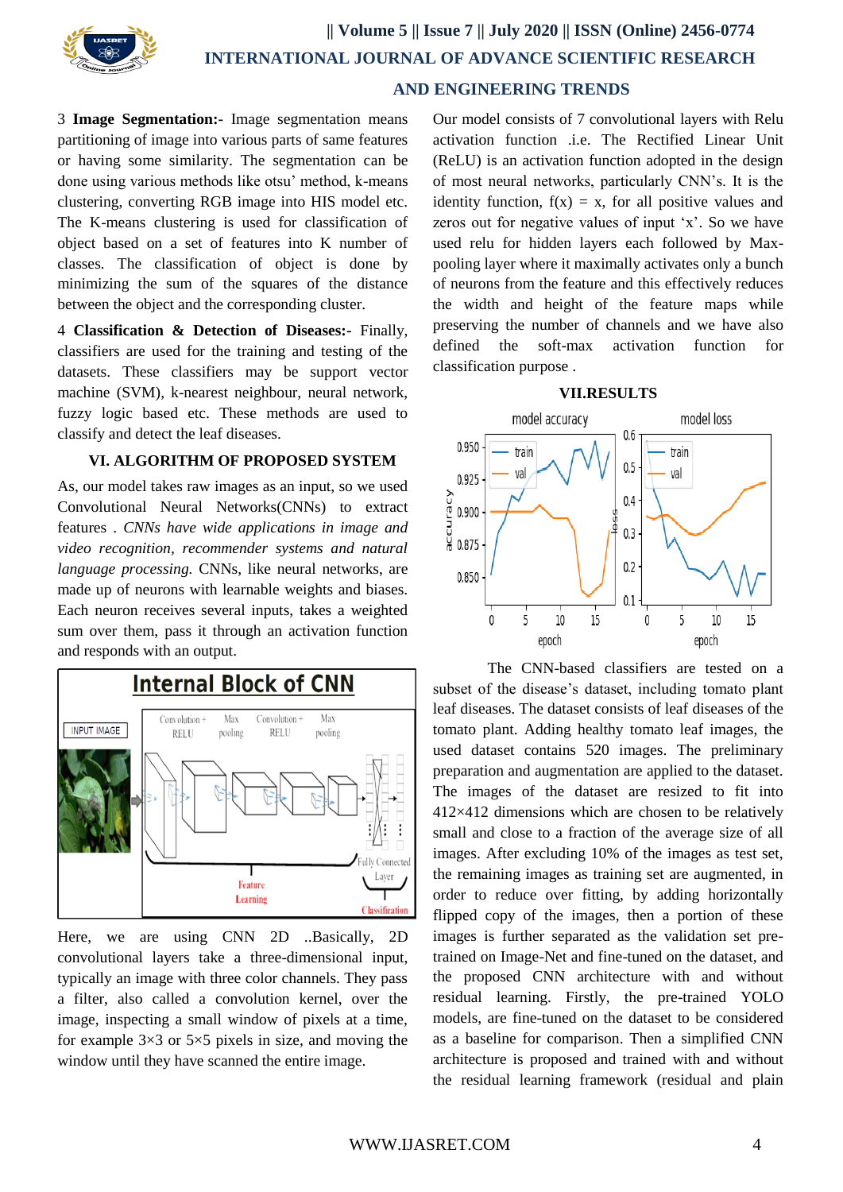3 **Image Segmentation:-** Image segmentation means partitioning of image into various parts of same features or having some similarity. The segmentation can be done using various methods like otsu' method, k-means clustering, converting RGB image into HIS model etc. The K-means clustering is used for classification of object based on a set of features into K number of classes. The classification of object is done by minimizing the sum of the squares of the distance between the object and the corresponding cluster.

4 **Classification & Detection of Diseases:-** Finally, classifiers are used for the training and testing of the datasets. These classifiers may be support vector machine (SVM), k-nearest neighbour, neural network, fuzzy logic based etc. These methods are used to classify and detect the leaf diseases.

## VI. ALGORITHM OF PROPOSED SYSTEM

As, our model takes raw images as an input, so we used Convolutional Neural Networks(CNNs) to extract features . *CNNs have wide applications in image and video recognition, recommender systems and natural language processing.* CNNs, like neural networks, are made up of neurons with learnable weights and biases. Each neuron receives several inputs, takes a weighted sum over them, pass it through an activation function and responds with an output.

Here, we are using CNN 2D ..Basically, 2D convolutional layers take a three-dimensional input, typically an image with three color channels. They pass a filter, also called a convolution kernel, over the image, inspecting a small window of pixels at a time, for example 3×3 or 5×5 pixels in size, and moving the window until they have scanned the entire image.

Our model consists of 7 convolutional layers with Relu activation function .i.e. The Rectified Linear Unit (ReLU) is an activation function adopted in the design of most neural networks, particularly CNN's. It is the identity function, $f(x) = x$, for all positive values and zeros out for negative values of input 'x'. So we have used relu for hidden layers each followed by Max-pooling layer where it maximally activates only a bunch of neurons from the feature and this effectively reduces the width and height of the feature maps while preserving the number of channels and we have also defined the soft-max activation function for classification purpose .

## VII.RESULTS

The CNN-based classifiers are tested on a subset of the disease's dataset, including tomato plant leaf diseases. The dataset consists of leaf diseases of the tomato plant. Adding healthy tomato leaf images, the used dataset contains 520 images. The preliminary preparation and augmentation are applied to the dataset. The images of the dataset are resized to fit into 412×412 dimensions which are chosen to be relatively small and close to a fraction of the average size of all images. After excluding 10% of the images as test set, the remaining images as training set are augmented, in order to reduce over fitting, by adding horizontally flipped copy of the images, then a portion of these images is further separated as the validation set pre-trained on Image-Net and fine-tuned on the dataset, and the proposed CNN architecture with and without residual learning. Firstly, the pre-trained YOLO models, are fine-tuned on the dataset to be considered as a baseline for comparison. Then a simplified CNN architecture is proposed and trained with and without the residual learning framework (residual and plain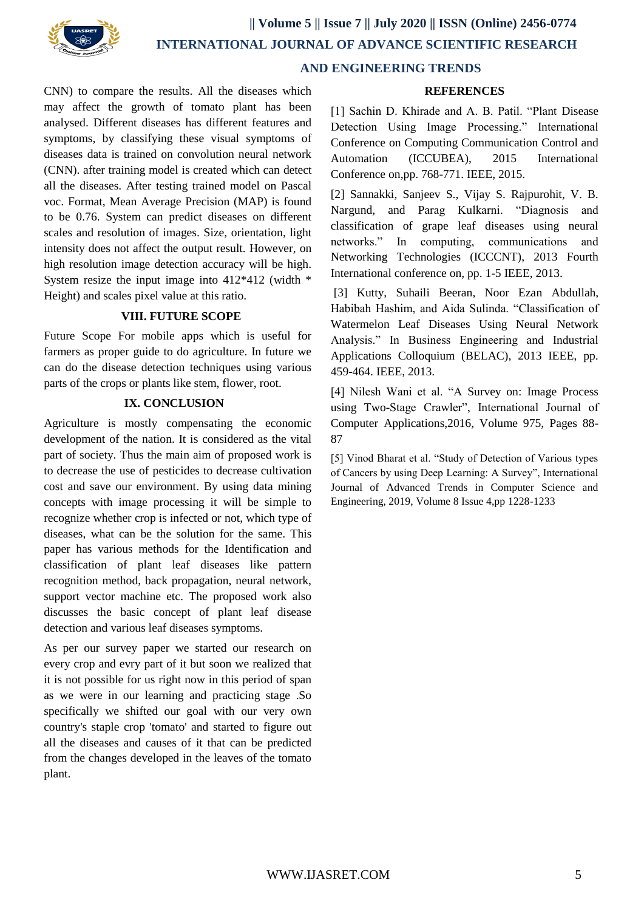CNN) to compare the results. All the diseases which may affect the growth of tomato plant has been analysed. Different diseases has different features and symptoms, by classifying these visual symptoms of diseases data is trained on convolution neural network (CNN). after training model is created which can detect all the diseases. After testing trained model on Pascal voc. Format, Mean Average Precision (MAP) is found to be 0.76. System can predict diseases on different scales and resolution of images. Size, orientation, light intensity does not affect the output result. However, on high resolution image detection accuracy will be high. System resize the input image into 412*412 (width * Height) and scales pixel value at this ratio.

## VIII. FUTURE SCOPE

Future Scope For mobile apps which is useful for farmers as proper guide to do agriculture. In future we can do the disease detection techniques using various parts of the crops or plants like stem, flower, root.

## IX. CONCLUSION

Agriculture is mostly compensating the economic development of the nation. It is considered as the vital part of society. Thus the main aim of proposed work is to decrease the use of pesticides to decrease cultivation cost and save our environment. By using data mining concepts with image processing it will be simple to recognize whether crop is infected or not, which type of diseases, what can be the solution for the same. This paper has various methods for the Identification and classification of plant leaf diseases like pattern recognition method, back propagation, neural network, support vector machine etc. The proposed work also discusses the basic concept of plant leaf disease detection and various leaf diseases symptoms.

As per our survey paper we started our research on every crop and evry part of it but soon we realized that it is not possible for us right now in this period of span as we were in our learning and practicing stage .So specifically we shifted our goal with our very own country's staple crop 'tomato' and started to figure out all the diseases and causes of it that can be predicted from the changes developed in the leaves of the tomato plant.

## REFERENCES

[1] Sachin D. Khirade and A. B. Patil. "Plant Disease Detection Using Image Processing." International Conference on Computing Communication Control and Automation (ICCUBEA), 2015 International Conference on,pp. 768-771. IEEE, 2015.

[2] Sannakki, Sanjeev S., Vijay S. Rajpurohit, V. B. Nargund, and Parag Kulkarni. "Diagnosis and classification of grape leaf diseases using neural networks." In computing, communications and Networking Technologies (ICCCNT), 2013 Fourth International conference on, pp. 1-5 IEEE, 2013.

[3] Kutty, Suhaili Beeran, Noor Ezan Abdullah, Habibah Hashim, and Aida Sulinda. "Classification of Watermelon Leaf Diseases Using Neural Network Analysis." In Business Engineering and Industrial Applications Colloquium (BELAC), 2013 IEEE, pp. 459-464. IEEE, 2013.

[4] Nilesh Wani et al. "A Survey on: Image Process using Two-Stage Crawler", International Journal of Computer Applications,2016, Volume 975, Pages 88-87

[5] Vinod Bharat et al. "Study of Detection of Various types of Cancers by using Deep Learning: A Survey", International Journal of Advanced Trends in Computer Science and Engineering, 2019, Volume 8 Issue 4,pp 1228-1233